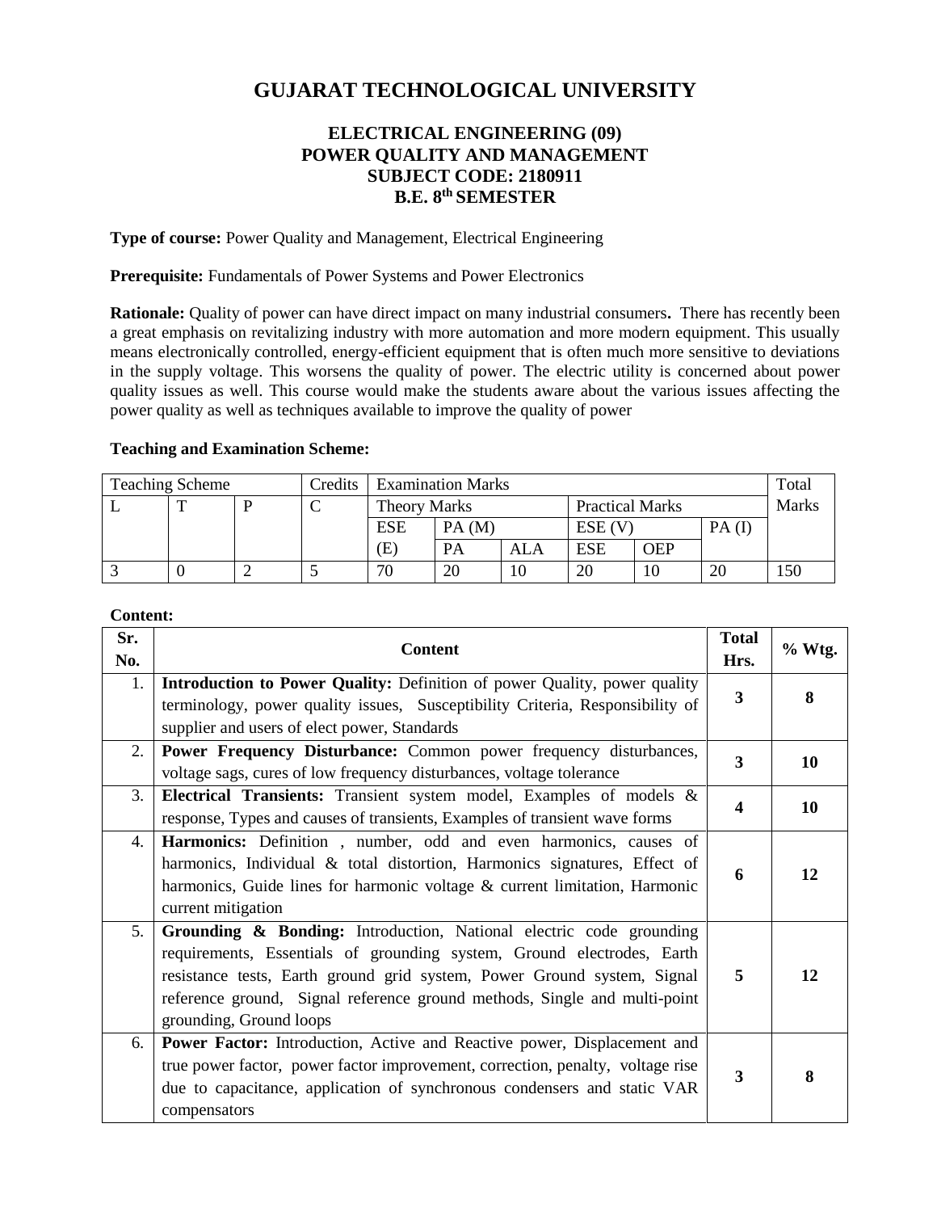# GUJARAT TECHNOLOGICAL UNIVERSITY

## ELECTRICAL ENGINEERING (09)
## POWER QUALITY AND MANAGEMENT
## SUBJECT CODE: 2180911
## B.E. 8th SEMESTER

**Type of course:** Power Quality and Management, Electrical Engineering

**Prerequisite:** Fundamentals of Power Systems and Power Electronics

**Rationale:** Quality of power can have direct impact on many industrial consumers**.** There has recently been a great emphasis on revitalizing industry with more automation and more modern equipment. This usually means electronically controlled, energy-efficient equipment that is often much more sensitive to deviations in the supply voltage. This worsens the quality of power. The electric utility is concerned about power quality issues as well. This course would make the students aware about the various issues affecting the power quality as well as techniques available to improve the quality of power

**Teaching and Examination Scheme:**

| Teaching Scheme | | | Credits | Examination Marks | | | | | | Total Marks |
|---|---|---|---|---|---|---|---|---|---|---|
| | | | | Theory Marks | | | Practical Marks | | | |
| L | T | P | C | ESE | PA (M) | | ESE (V) | | PA (I) | |
| | | | | (E) | PA | ALA | ESE | OEP | | |
| 3 | 0 | 2 | 5 | 70 | 20 | 10 | 20 | 10 | 20 | 150 |

**Content:**

| Sr. No. | Content | Total Hrs. | % Wtg. |
|---|---|---|---|
| 1. | **Introduction to Power Quality:** Definition of power Quality, power quality terminology, power quality issues, Susceptibility Criteria, Responsibility of supplier and users of elect power, Standards | 3 | 8 |
| 2. | **Power Frequency Disturbance:** Common power frequency disturbances, voltage sags, cures of low frequency disturbances, voltage tolerance | 3 | 10 |
| 3. | **Electrical Transients:** Transient system model, Examples of models & response, Types and causes of transients, Examples of transient wave forms | 4 | 10 |
| 4. | **Harmonics:** Definition , number, odd and even harmonics, causes of harmonics, Individual & total distortion, Harmonics signatures, Effect of harmonics, Guide lines for harmonic voltage & current limitation, Harmonic current mitigation | 6 | 12 |
| 5. | **Grounding & Bonding:** Introduction, National electric code grounding requirements, Essentials of grounding system, Ground electrodes, Earth resistance tests, Earth ground grid system, Power Ground system, Signal reference ground, Signal reference ground methods, Single and multi-point grounding, Ground loops | 5 | 12 |
| 6. | **Power Factor:** Introduction, Active and Reactive power, Displacement and true power factor, power factor improvement, correction, penalty, voltage rise due to capacitance, application of synchronous condensers and static VAR compensators | 3 | 8 |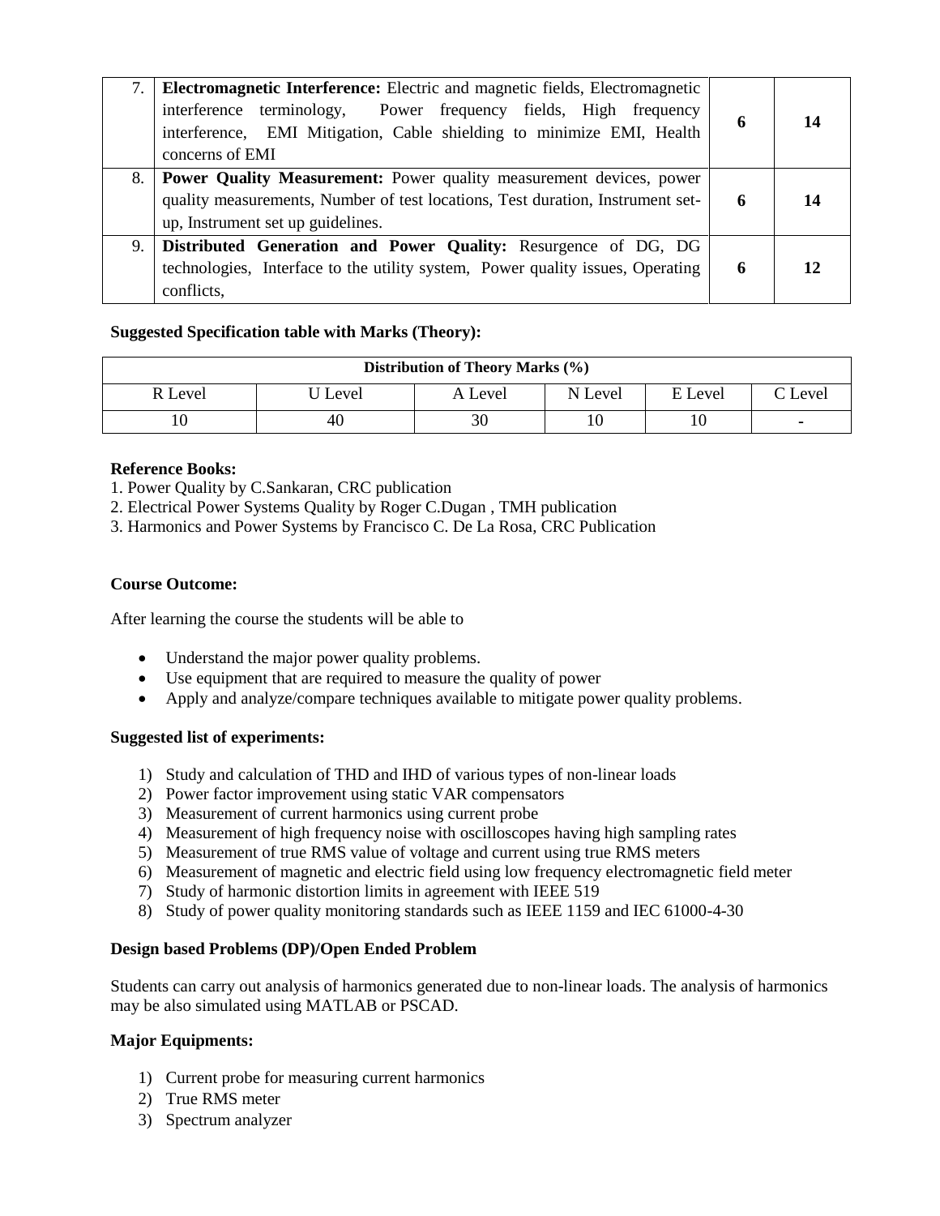| 7. | **Electromagnetic Interference:** Electric and magnetic fields, Electromagnetic interference terminology, Power frequency fields, High frequency interference, EMI Mitigation, Cable shielding to minimize EMI, Health concerns of EMI | **6** | **14** |
|---|---|---|---|
| 8. | **Power Quality Measurement:** Power quality measurement devices, power quality measurements, Number of test locations, Test duration, Instrument set-up, Instrument set up guidelines. | **6** | **14** |
| 9. | **Distributed Generation and Power Quality:** Resurgence of DG, DG technologies, Interface to the utility system, Power quality issues, Operating conflicts, | **6** | **12** |

**Suggested Specification table with Marks (Theory):**

| **Distribution of Theory Marks (%)** | | | | | |
|---|---|---|---|---|---|
| R Level | U Level | A Level | N Level | E Level | C Level |
| 10 | 40 | 30 | 10 | 10 | - |

**Reference Books:**

1. Power Quality by C.Sankaran, CRC publication
2. Electrical Power Systems Quality by Roger C.Dugan , TMH publication
3. Harmonics and Power Systems by Francisco C. De La Rosa, CRC Publication

**Course Outcome:**

After learning the course the students will be able to

- Understand the major power quality problems.
- Use equipment that are required to measure the quality of power
- Apply and analyze/compare techniques available to mitigate power quality problems.

**Suggested list of experiments:**

1) Study and calculation of THD and IHD of various types of non-linear loads
2) Power factor improvement using static VAR compensators
3) Measurement of current harmonics using current probe
4) Measurement of high frequency noise with oscilloscopes having high sampling rates
5) Measurement of true RMS value of voltage and current using true RMS meters
6) Measurement of magnetic and electric field using low frequency electromagnetic field meter
7) Study of harmonic distortion limits in agreement with IEEE 519
8) Study of power quality monitoring standards such as IEEE 1159 and IEC 61000-4-30

**Design based Problems (DP)/Open Ended Problem**

Students can carry out analysis of harmonics generated due to non-linear loads. The analysis of harmonics may be also simulated using MATLAB or PSCAD.

**Major Equipments:**

1) Current probe for measuring current harmonics
2) True RMS meter
3) Spectrum analyzer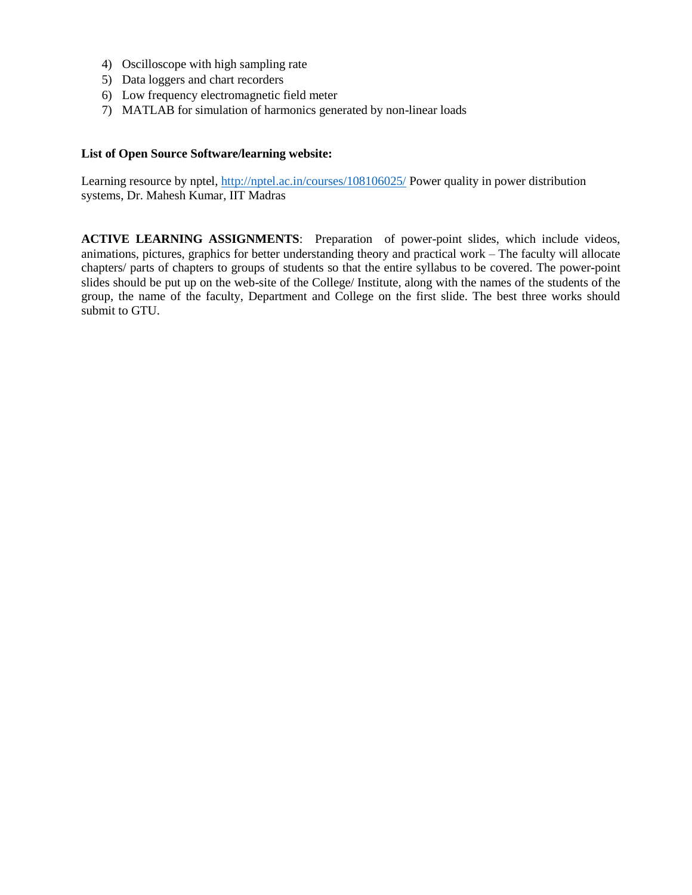4) Oscilloscope with high sampling rate
5) Data loggers and chart recorders
6) Low frequency electromagnetic field meter
7) MATLAB for simulation of harmonics generated by non-linear loads

**List of Open Source Software/learning website:**

Learning resource by nptel, http://nptel.ac.in/courses/108106025/ Power quality in power distribution systems, Dr. Mahesh Kumar, IIT Madras

**ACTIVE LEARNING ASSIGNMENTS**: Preparation of power-point slides, which include videos, animations, pictures, graphics for better understanding theory and practical work – The faculty will allocate chapters/ parts of chapters to groups of students so that the entire syllabus to be covered. The power-point slides should be put up on the web-site of the College/ Institute, along with the names of the students of the group, the name of the faculty, Department and College on the first slide. The best three works should submit to GTU.